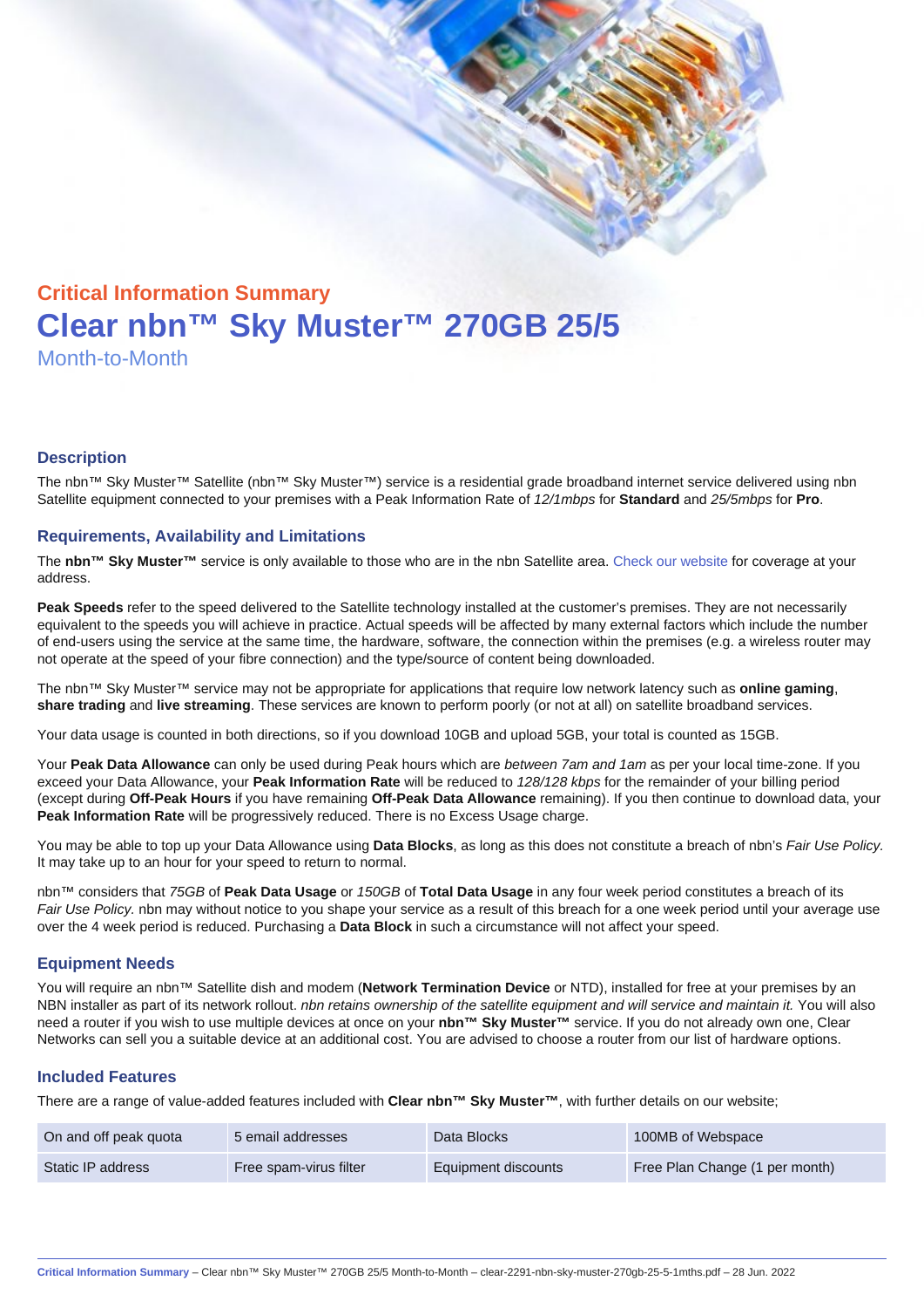## Critical Information Summary

# Clear nbn™ Sky Muster™ 270GB 25/5

Month-to-Month

### Description

The nbn™ Sky Muster™ Satellite (nbn™ Sky Muster™) service is a residential grade broadband internet service delivered using nbn Satellite equipment connected to your premises with a Peak Information Rate of *12/1mbps* for **Standard** and *25/5mbps* for **Pro**.

### Requirements, Availability and Limitations

The **nbn™ Sky Muster™** service is only available to those who are in the nbn Satellite area. Check our website for coverage at your address.

**Peak Speeds** refer to the speed delivered to the Satellite technology installed at the customer's premises. They are not necessarily equivalent to the speeds you will achieve in practice. Actual speeds will be affected by many external factors which include the number of end-users using the service at the same time, the hardware, software, the connection within the premises (e.g. a wireless router may not operate at the speed of your fibre connection) and the type/source of content being downloaded.

The nbn™ Sky Muster™ service may not be appropriate for applications that require low network latency such as **online gaming**, **share trading** and **live streaming**. These services are known to perform poorly (or not at all) on satellite broadband services.

Your data usage is counted in both directions, so if you download 10GB and upload 5GB, your total is counted as 15GB.

Your **Peak Data Allowance** can only be used during Peak hours which are *between 7am and 1am* as per your local time-zone. If you exceed your Data Allowance, your **Peak Information Rate** will be reduced to *128/128 kbps* for the remainder of your billing period (except during **Off-Peak Hours** if you have remaining **Off-Peak Data Allowance** remaining). If you then continue to download data, your **Peak Information Rate** will be progressively reduced. There is no Excess Usage charge.

You may be able to top up your Data Allowance using **Data Blocks**, as long as this does not constitute a breach of nbn's *Fair Use Policy*. It may take up to an hour for your speed to return to normal.

nbn™ considers that *75GB* of **Peak Data Usage** or *150GB* of **Total Data Usage** in any four week period constitutes a breach of its *Fair Use Policy.* nbn may without notice to you shape your service as a result of this breach for a one week period until your average use over the 4 week period is reduced. Purchasing a **Data Block** in such a circumstance will not affect your speed.

### Equipment Needs

You will require an nbn™ Satellite dish and modem (**Network Termination Device** or NTD), installed for free at your premises by an NBN installer as part of its network rollout. *nbn retains ownership of the satellite equipment and will service and maintain it.* You will also need a router if you wish to use multiple devices at once on your **nbn™ Sky Muster™** service. If you do not already own one, Clear Networks can sell you a suitable device at an additional cost. You are advised to choose a router from our list of hardware options.

### Included Features

There are a range of value-added features included with **Clear nbn™ Sky Muster™**, with further details on our website;

| | | | |
|---|---|---|---|
| On and off peak quota | 5 email addresses | Data Blocks | 100MB of Webspace |
| Static IP address | Free spam-virus filter | Equipment discounts | Free Plan Change (1 per month) |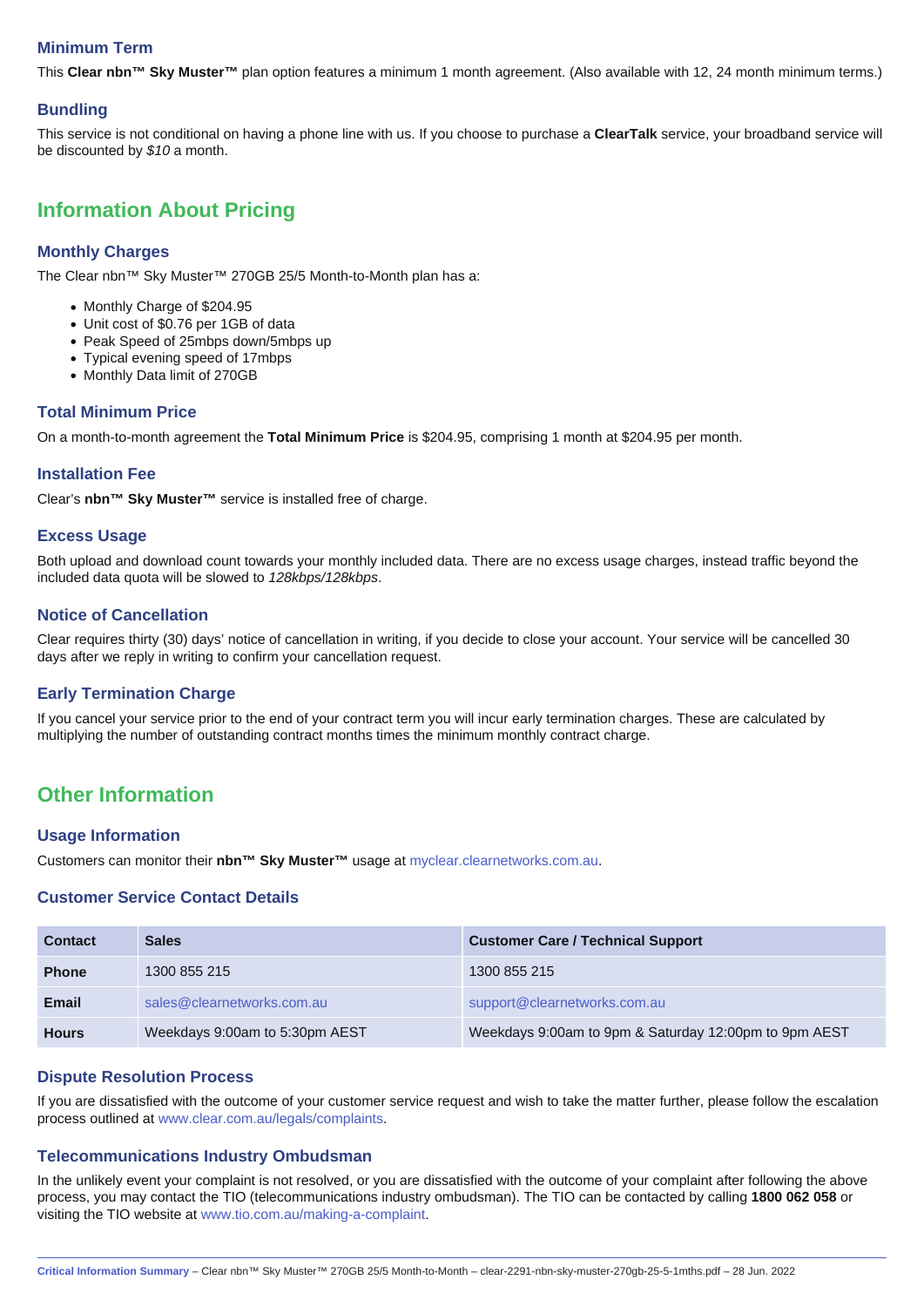### Minimum Term

This **Clear nbn™ Sky Muster™** plan option features a minimum 1 month agreement. (Also available with 12, 24 month minimum terms.)

### Bundling

This service is not conditional on having a phone line with us. If you choose to purchase a **ClearTalk** service, your broadband service will be discounted by *$10* a month.

## Information About Pricing

### Monthly Charges

The Clear nbn™ Sky Muster™ 270GB 25/5 Month-to-Month plan has a:

- Monthly Charge of $204.95
- Unit cost of $0.76 per 1GB of data
- Peak Speed of 25mbps down/5mbps up
- Typical evening speed of 17mbps
- Monthly Data limit of 270GB

### Total Minimum Price

On a month-to-month agreement the **Total Minimum Price** is $204.95, comprising 1 month at $204.95 per month.

### Installation Fee

Clear's **nbn™ Sky Muster™** service is installed free of charge.

### Excess Usage

Both upload and download count towards your monthly included data. There are no excess usage charges, instead traffic beyond the included data quota will be slowed to *128kbps/128kbps*.

### Notice of Cancellation

Clear requires thirty (30) days' notice of cancellation in writing, if you decide to close your account. Your service will be cancelled 30 days after we reply in writing to confirm your cancellation request.

### Early Termination Charge

If you cancel your service prior to the end of your contract term you will incur early termination charges. These are calculated by multiplying the number of outstanding contract months times the minimum monthly contract charge.

## Other Information

### Usage Information

Customers can monitor their **nbn™ Sky Muster™** usage at myclear.clearnetworks.com.au.

### Customer Service Contact Details

| Contact | Sales | Customer Care / Technical Support |
|---|---|---|
| **Phone** | 1300 855 215 | 1300 855 215 |
| **Email** | sales@clearnetworks.com.au | support@clearnetworks.com.au |
| **Hours** | Weekdays 9:00am to 5:30pm AEST | Weekdays 9:00am to 9pm & Saturday 12:00pm to 9pm AEST |

### Dispute Resolution Process

If you are dissatisfied with the outcome of your customer service request and wish to take the matter further, please follow the escalation process outlined at www.clear.com.au/legals/complaints.

### Telecommunications Industry Ombudsman

In the unlikely event your complaint is not resolved, or you are dissatisfied with the outcome of your complaint after following the above process, you may contact the TIO (telecommunications industry ombudsman). The TIO can be contacted by calling **1800 062 058** or visiting the TIO website at www.tio.com.au/making-a-complaint.